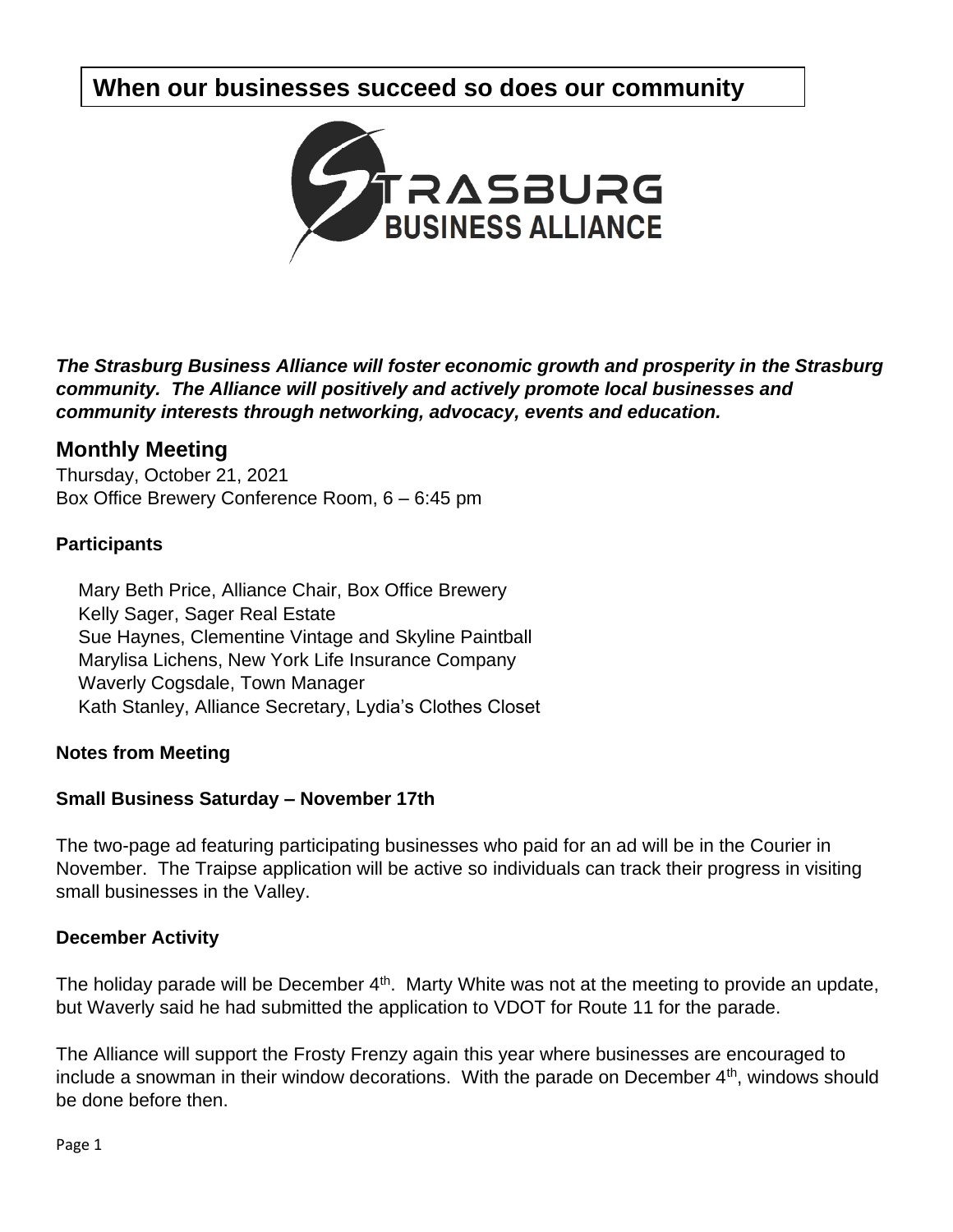# When our businesses succeed so does our community

STRASBURG BUSINESS ALLIANCE

***The Strasburg Business Alliance will foster economic growth and prosperity in the Strasburg community. The Alliance will positively and actively promote local businesses and community interests through networking, advocacy, events and education.***

## Monthly Meeting

Thursday, October 21, 2021
Box Office Brewery Conference Room, 6 – 6:45 pm

### Participants

Mary Beth Price, Alliance Chair, Box Office Brewery
Kelly Sager, Sager Real Estate
Sue Haynes, Clementine Vintage and Skyline Paintball
Marylisa Lichens, New York Life Insurance Company
Waverly Cogsdale, Town Manager
Kath Stanley, Alliance Secretary, Lydia's Clothes Closet

### Notes from Meeting

### Small Business Saturday – November 17th

The two-page ad featuring participating businesses who paid for an ad will be in the Courier in November. The Traipse application will be active so individuals can track their progress in visiting small businesses in the Valley.

### December Activity

The holiday parade will be December 4th. Marty White was not at the meeting to provide an update, but Waverly said he had submitted the application to VDOT for Route 11 for the parade.

The Alliance will support the Frosty Frenzy again this year where businesses are encouraged to include a snowman in their window decorations. With the parade on December 4th, windows should be done before then.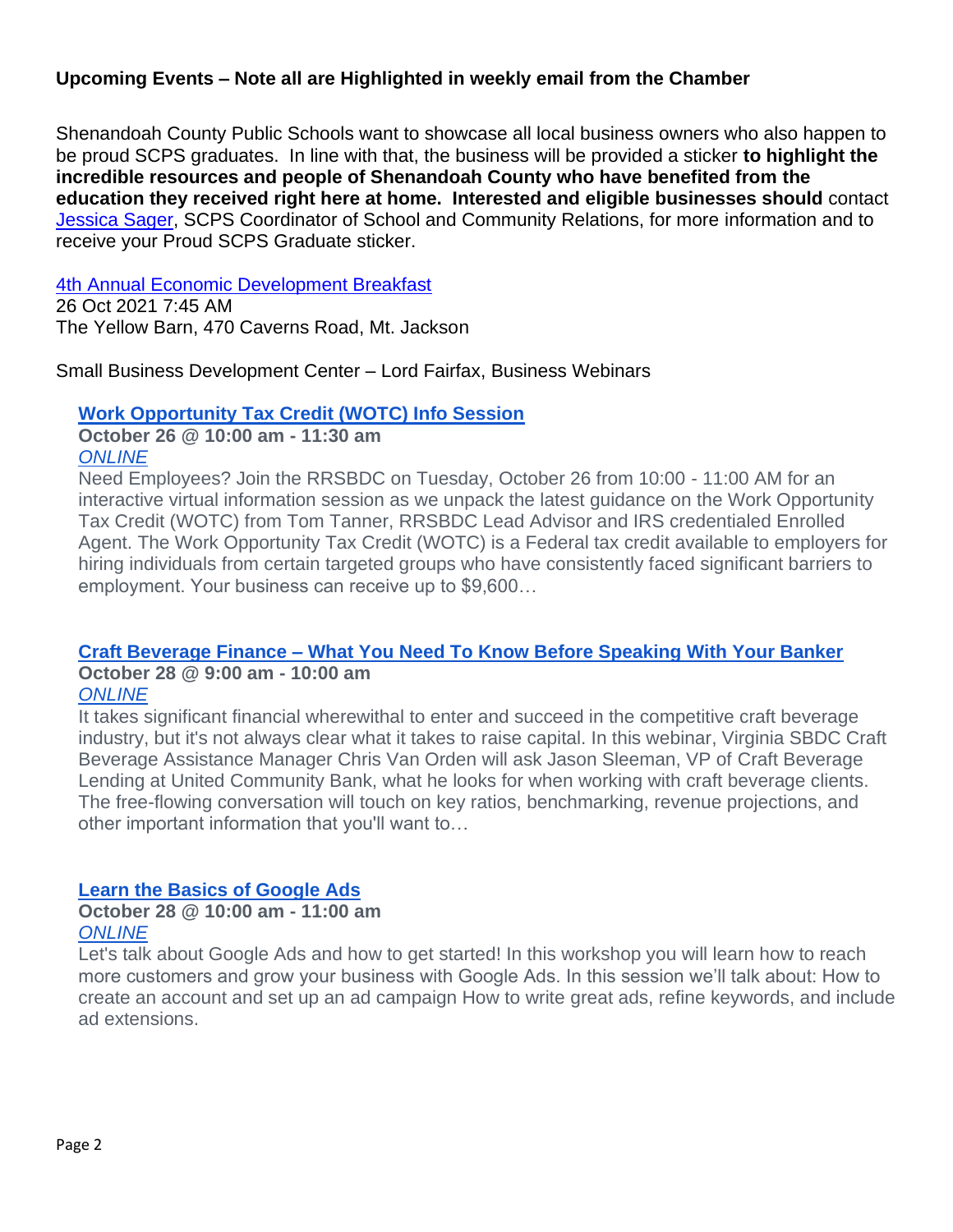**Upcoming Events – Note all are Highlighted in weekly email from the Chamber**

Shenandoah County Public Schools want to showcase all local business owners who also happen to be proud SCPS graduates. In line with that, the business will be provided a sticker **to highlight the incredible resources and people of Shenandoah County who have benefited from the education they received right here at home. Interested and eligible businesses should** contact Jessica Sager, SCPS Coordinator of School and Community Relations, for more information and to receive your Proud SCPS Graduate sticker.

4th Annual Economic Development Breakfast
26 Oct 2021 7:45 AM
The Yellow Barn, 470 Caverns Road, Mt. Jackson

Small Business Development Center – Lord Fairfax, Business Webinars

**Work Opportunity Tax Credit (WOTC) Info Session**
**October 26 @ 10:00 am - 11:30 am**
*ONLINE*
Need Employees? Join the RRSBDC on Tuesday, October 26 from 10:00 - 11:00 AM for an interactive virtual information session as we unpack the latest guidance on the Work Opportunity Tax Credit (WOTC) from Tom Tanner, RRSBDC Lead Advisor and IRS credentialed Enrolled Agent. The Work Opportunity Tax Credit (WOTC) is a Federal tax credit available to employers for hiring individuals from certain targeted groups who have consistently faced significant barriers to employment. Your business can receive up to $9,600…

**Craft Beverage Finance – What You Need To Know Before Speaking With Your Banker**
**October 28 @ 9:00 am - 10:00 am**
*ONLINE*
It takes significant financial wherewithal to enter and succeed in the competitive craft beverage industry, but it's not always clear what it takes to raise capital. In this webinar, Virginia SBDC Craft Beverage Assistance Manager Chris Van Orden will ask Jason Sleeman, VP of Craft Beverage Lending at United Community Bank, what he looks for when working with craft beverage clients. The free-flowing conversation will touch on key ratios, benchmarking, revenue projections, and other important information that you'll want to…

**Learn the Basics of Google Ads**
**October 28 @ 10:00 am - 11:00 am**
*ONLINE*
Let's talk about Google Ads and how to get started! In this workshop you will learn how to reach more customers and grow your business with Google Ads. In this session we'll talk about: How to create an account and set up an ad campaign How to write great ads, refine keywords, and include ad extensions.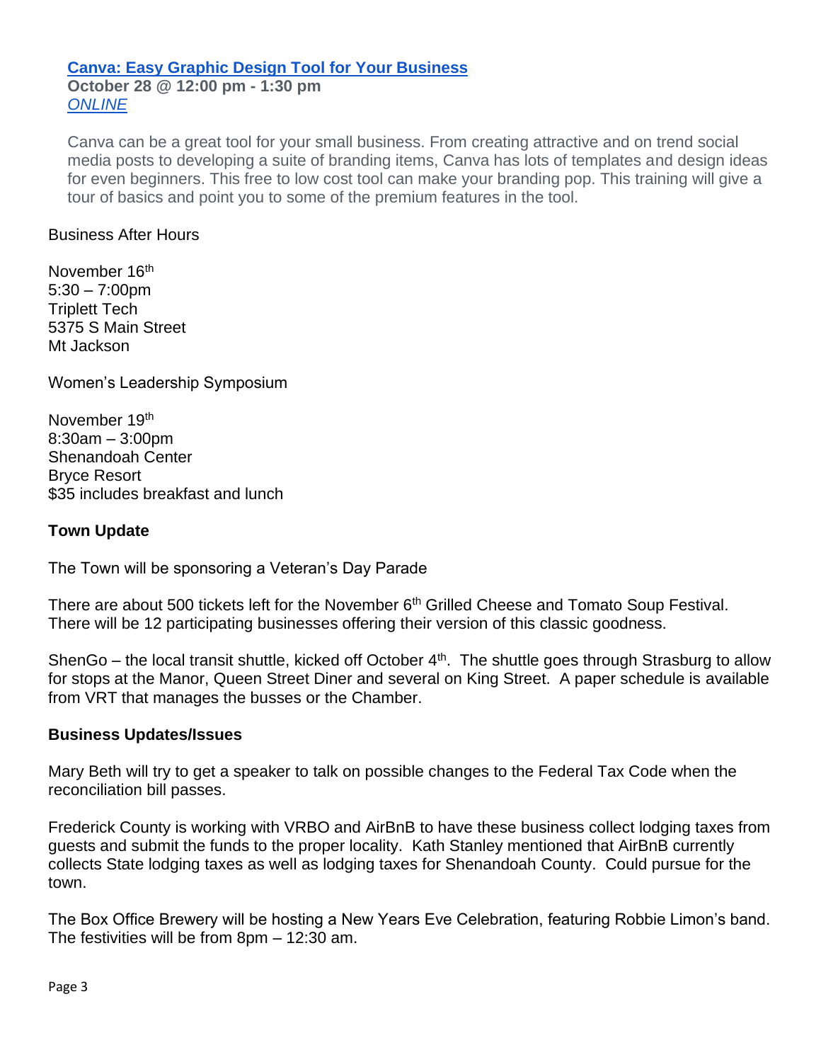**[Canva: Easy Graphic Design Tool for Your Business](#)**
**October 28 @ 12:00 pm - 1:30 pm**
*[ONLINE](#)*

Canva can be a great tool for your small business. From creating attractive and on trend social media posts to developing a suite of branding items, Canva has lots of templates and design ideas for even beginners. This free to low cost tool can make your branding pop. This training will give a tour of basics and point you to some of the premium features in the tool.

Business After Hours

November 16th
5:30 – 7:00pm
Triplett Tech
5375 S Main Street
Mt Jackson

Women's Leadership Symposium

November 19th
8:30am – 3:00pm
Shenandoah Center
Bryce Resort
$35 includes breakfast and lunch

**Town Update**

The Town will be sponsoring a Veteran's Day Parade

There are about 500 tickets left for the November 6th Grilled Cheese and Tomato Soup Festival. There will be 12 participating businesses offering their version of this classic goodness.

ShenGo – the local transit shuttle, kicked off October 4th. The shuttle goes through Strasburg to allow for stops at the Manor, Queen Street Diner and several on King Street. A paper schedule is available from VRT that manages the busses or the Chamber.

**Business Updates/Issues**

Mary Beth will try to get a speaker to talk on possible changes to the Federal Tax Code when the reconciliation bill passes.

Frederick County is working with VRBO and AirBnB to have these business collect lodging taxes from guests and submit the funds to the proper locality. Kath Stanley mentioned that AirBnB currently collects State lodging taxes as well as lodging taxes for Shenandoah County. Could pursue for the town.

The Box Office Brewery will be hosting a New Years Eve Celebration, featuring Robbie Limon's band. The festivities will be from 8pm – 12:30 am.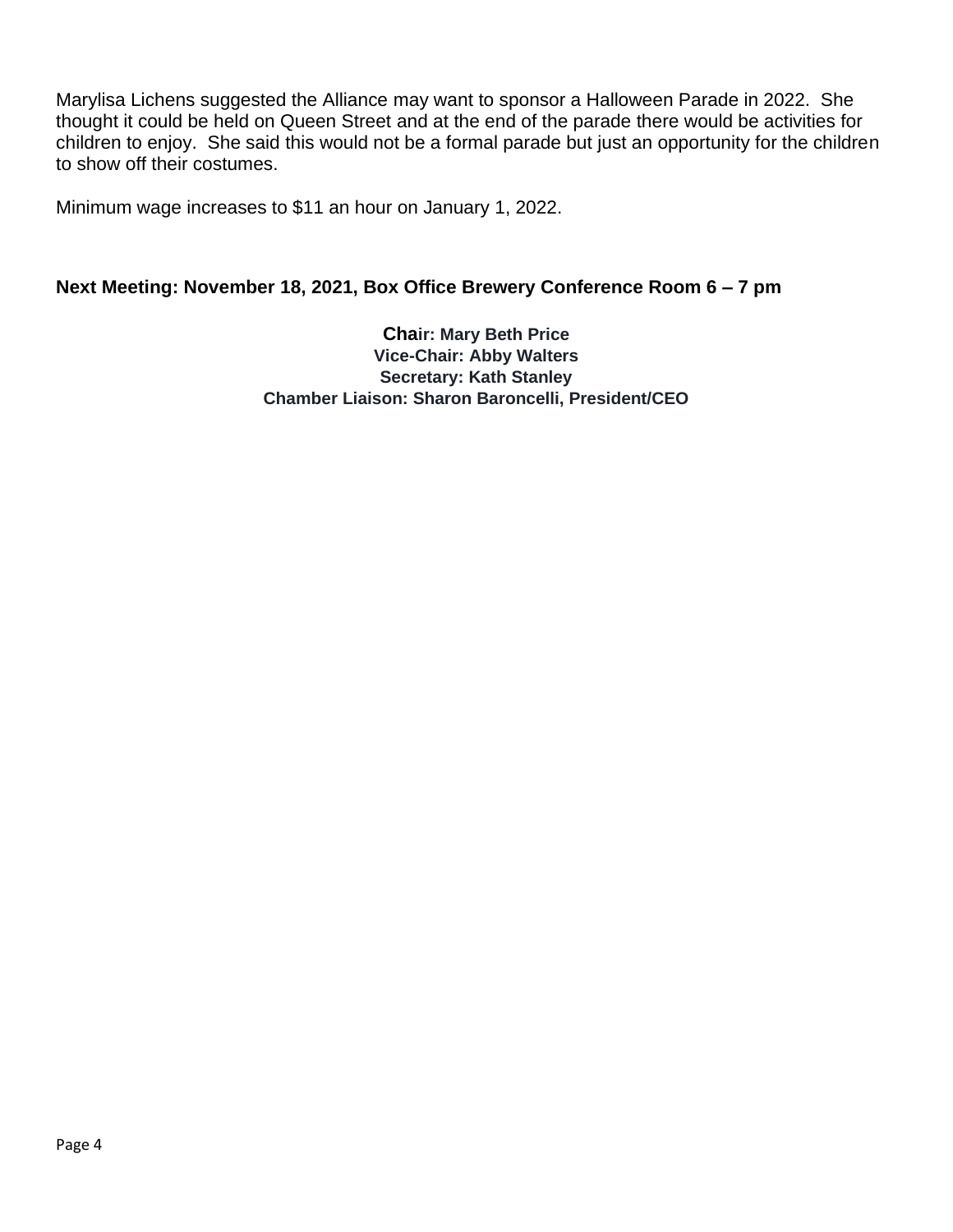Marylisa Lichens suggested the Alliance may want to sponsor a Halloween Parade in 2022. She thought it could be held on Queen Street and at the end of the parade there would be activities for children to enjoy. She said this would not be a formal parade but just an opportunity for the children to show off their costumes.

Minimum wage increases to $11 an hour on January 1, 2022.

**Next Meeting: November 18, 2021, Box Office Brewery Conference Room 6 – 7 pm**

**Chair: Mary Beth Price**
**Vice-Chair: Abby Walters**
**Secretary: Kath Stanley**
**Chamber Liaison: Sharon Baroncelli, President/CEO**